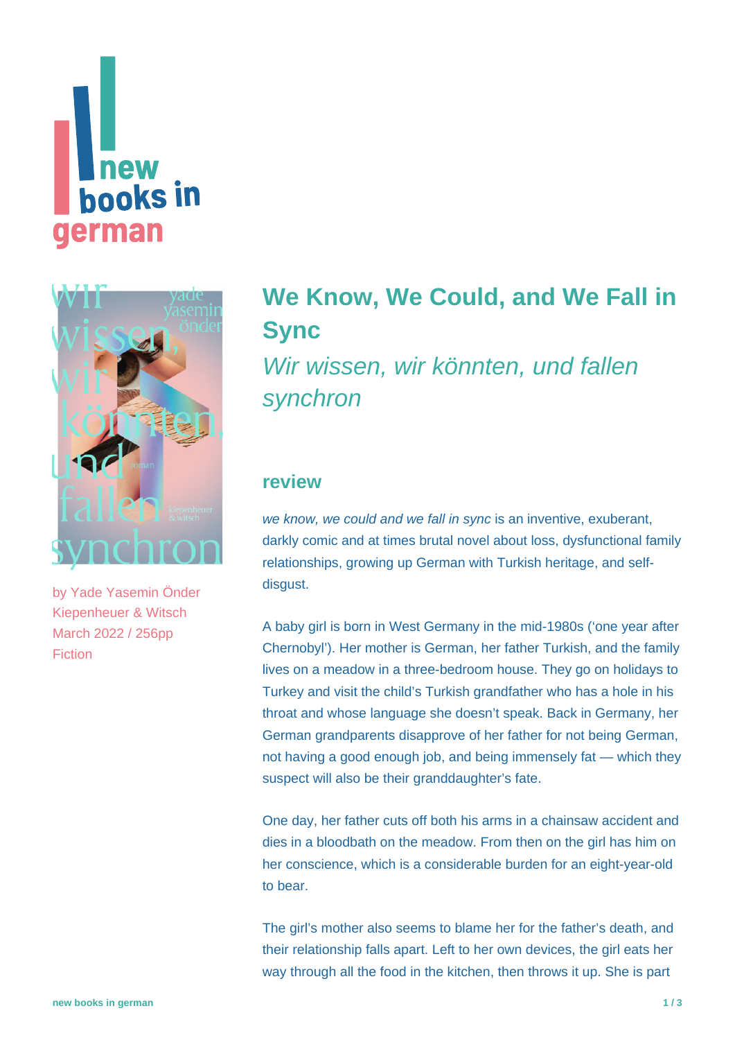# We Know, We Could, and We Fall in Sync

*Wir wissen, wir könnten, und fallen synchron*

by Yade Yasemin Önder
Kiepenheuer & Witsch
March 2022 / 256pp
Fiction

## review

*we know, we could and we fall in sync* is an inventive, exuberant, darkly comic and at times brutal novel about loss, dysfunctional family relationships, growing up German with Turkish heritage, and self-disgust.

A baby girl is born in West Germany in the mid-1980s ('one year after Chernobyl'). Her mother is German, her father Turkish, and the family lives on a meadow in a three-bedroom house. They go on holidays to Turkey and visit the child's Turkish grandfather who has a hole in his throat and whose language she doesn't speak. Back in Germany, her German grandparents disapprove of her father for not being German, not having a good enough job, and being immensely fat — which they suspect will also be their granddaughter's fate.

One day, her father cuts off both his arms in a chainsaw accident and dies in a bloodbath on the meadow. From then on the girl has him on her conscience, which is a considerable burden for an eight-year-old to bear.

The girl's mother also seems to blame her for the father's death, and their relationship falls apart. Left to her own devices, the girl eats her way through all the food in the kitchen, then throws it up. She is part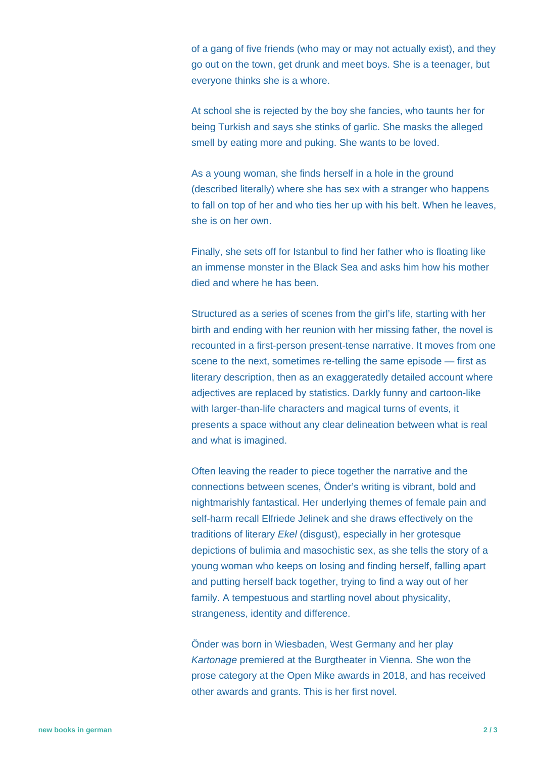of a gang of five friends (who may or may not actually exist), and they go out on the town, get drunk and meet boys. She is a teenager, but everyone thinks she is a whore.

At school she is rejected by the boy she fancies, who taunts her for being Turkish and says she stinks of garlic. She masks the alleged smell by eating more and puking. She wants to be loved.

As a young woman, she finds herself in a hole in the ground (described literally) where she has sex with a stranger who happens to fall on top of her and who ties her up with his belt. When he leaves, she is on her own.

Finally, she sets off for Istanbul to find her father who is floating like an immense monster in the Black Sea and asks him how his mother died and where he has been.

Structured as a series of scenes from the girl's life, starting with her birth and ending with her reunion with her missing father, the novel is recounted in a first-person present-tense narrative. It moves from one scene to the next, sometimes re-telling the same episode — first as literary description, then as an exaggeratedly detailed account where adjectives are replaced by statistics. Darkly funny and cartoon-like with larger-than-life characters and magical turns of events, it presents a space without any clear delineation between what is real and what is imagined.

Often leaving the reader to piece together the narrative and the connections between scenes, Önder's writing is vibrant, bold and nightmarishly fantastical. Her underlying themes of female pain and self-harm recall Elfriede Jelinek and she draws effectively on the traditions of literary *Ekel* (disgust), especially in her grotesque depictions of bulimia and masochistic sex, as she tells the story of a young woman who keeps on losing and finding herself, falling apart and putting herself back together, trying to find a way out of her family. A tempestuous and startling novel about physicality, strangeness, identity and difference.

Önder was born in Wiesbaden, West Germany and her play *Kartonage* premiered at the Burgtheater in Vienna. She won the prose category at the Open Mike awards in 2018, and has received other awards and grants. This is her first novel.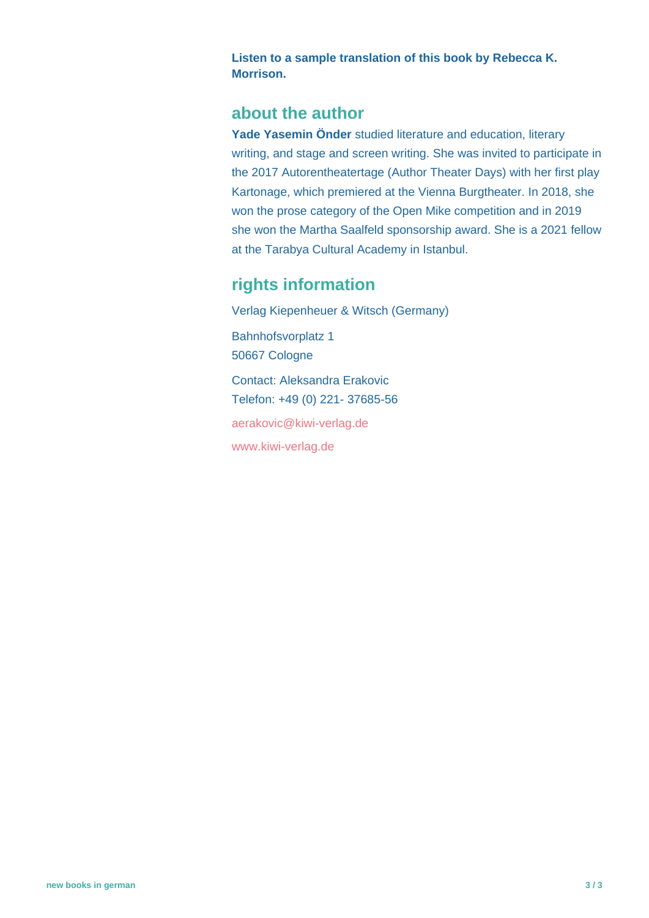**Listen to a sample translation of this book by Rebecca K. Morrison.**

## about the author

**Yade Yasemin Önder** studied literature and education, literary writing, and stage and screen writing. She was invited to participate in the 2017 Autorentheatertage (Author Theater Days) with her first play Kartonage, which premiered at the Vienna Burgtheater. In 2018, she won the prose category of the Open Mike competition and in 2019 she won the Martha Saalfeld sponsorship award. She is a 2021 fellow at the Tarabya Cultural Academy in Istanbul.

## rights information

Verlag Kiepenheuer & Witsch (Germany)

Bahnhofsvorplatz 1
50667 Cologne

Contact: Aleksandra Erakovic
Telefon: +49 (0) 221- 37685-56

aerakovic@kiwi-verlag.de

www.kiwi-verlag.de